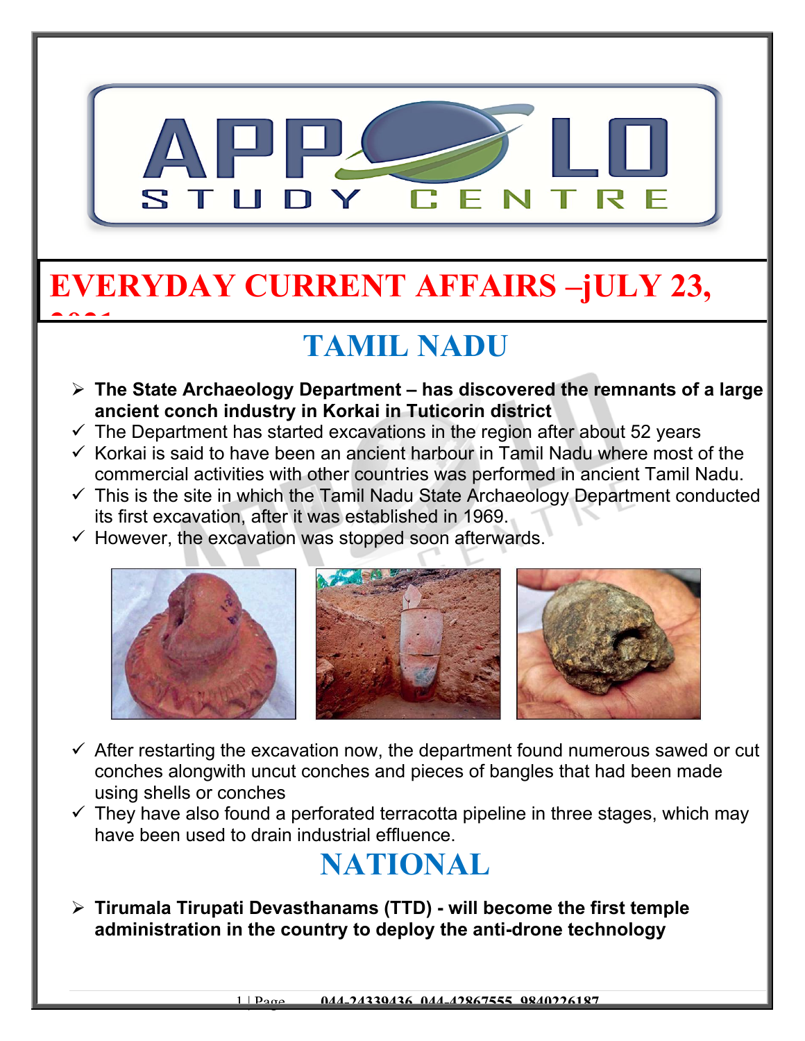# EVERYDAY CURRENT AFFAIRS –jULY 23, 2021

## TAMIL NADU

- **The State Archaeology Department – has discovered the remnants of a large ancient conch industry in Korkai in Tuticorin district**
  - ✓ The Department has started excavations in the region after about 52 years
  - ✓ Korkai is said to have been an ancient harbour in Tamil Nadu where most of the commercial activities with other countries was performed in ancient Tamil Nadu.
  - ✓ This is the site in which the Tamil Nadu State Archaeology Department conducted its first excavation, after it was established in 1969.
  - ✓ However, the excavation was stopped soon afterwards.
  - ✓ After restarting the excavation now, the department found numerous sawed or cut conches alongwith uncut conches and pieces of bangles that had been made using shells or conches
  - ✓ They have also found a perforated terracotta pipeline in three stages, which may have been used to drain industrial effluence.

## NATIONAL

- **Tirumala Tirupati Devasthanams (TTD) - will become the first temple administration in the country to deploy the anti-drone technology**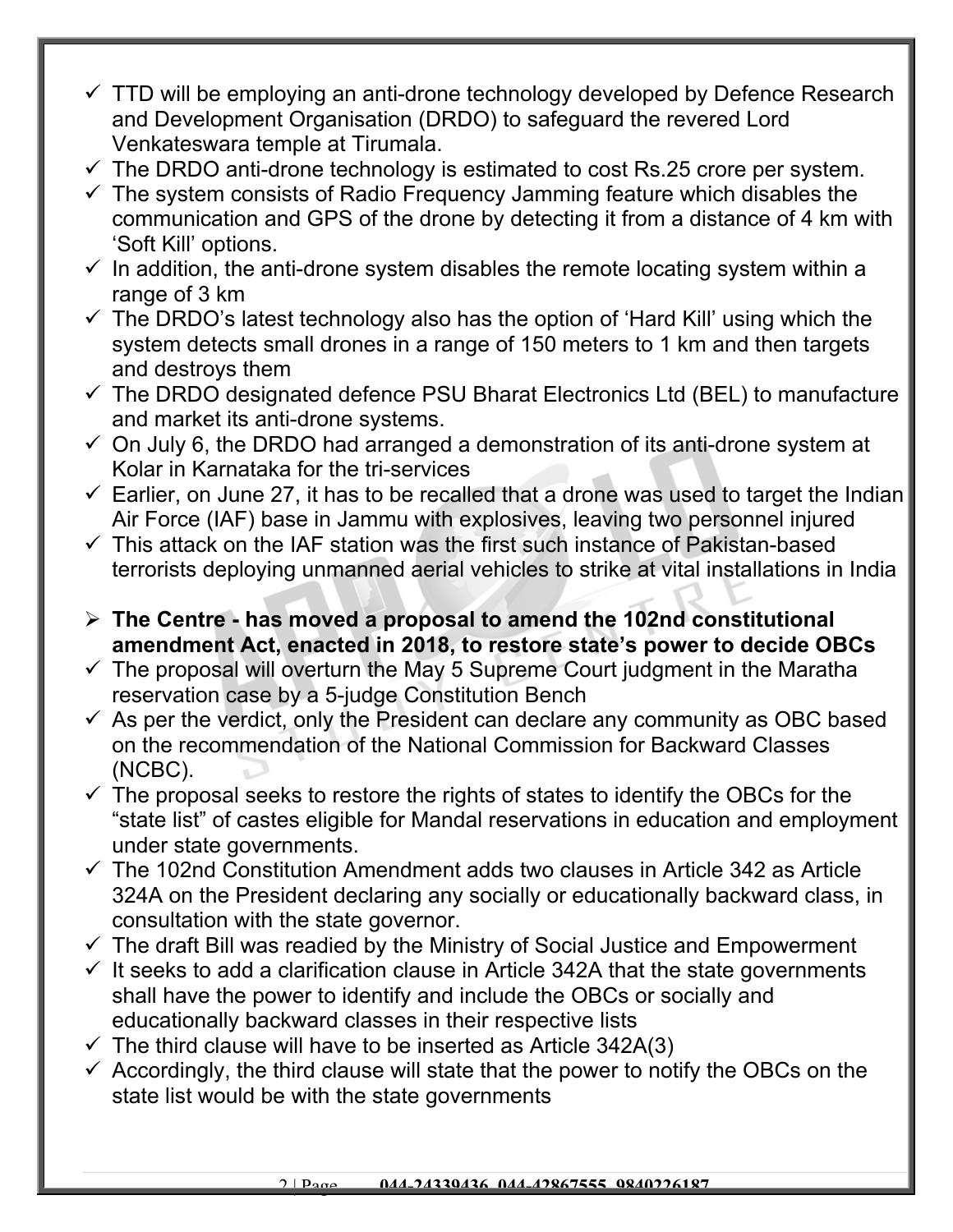- ✓ TTD will be employing an anti-drone technology developed by Defence Research and Development Organisation (DRDO) to safeguard the revered Lord Venkateswara temple at Tirumala.
- ✓ The DRDO anti-drone technology is estimated to cost Rs.25 crore per system.
- ✓ The system consists of Radio Frequency Jamming feature which disables the communication and GPS of the drone by detecting it from a distance of 4 km with 'Soft Kill' options.
- ✓ In addition, the anti-drone system disables the remote locating system within a range of 3 km
- ✓ The DRDO's latest technology also has the option of 'Hard Kill' using which the system detects small drones in a range of 150 meters to 1 km and then targets and destroys them
- ✓ The DRDO designated defence PSU Bharat Electronics Ltd (BEL) to manufacture and market its anti-drone systems.
- ✓ On July 6, the DRDO had arranged a demonstration of its anti-drone system at Kolar in Karnataka for the tri-services
- ✓ Earlier, on June 27, it has to be recalled that a drone was used to target the Indian Air Force (IAF) base in Jammu with explosives, leaving two personnel injured
- ✓ This attack on the IAF station was the first such instance of Pakistan-based terrorists deploying unmanned aerial vehicles to strike at vital installations in India

- ➢ **The Centre - has moved a proposal to amend the 102nd constitutional amendment Act, enacted in 2018, to restore state's power to decide OBCs**
- ✓ The proposal will overturn the May 5 Supreme Court judgment in the Maratha reservation case by a 5-judge Constitution Bench
- ✓ As per the verdict, only the President can declare any community as OBC based on the recommendation of the National Commission for Backward Classes (NCBC).
- ✓ The proposal seeks to restore the rights of states to identify the OBCs for the "state list" of castes eligible for Mandal reservations in education and employment under state governments.
- ✓ The 102nd Constitution Amendment adds two clauses in Article 342 as Article 324A on the President declaring any socially or educationally backward class, in consultation with the state governor.
- ✓ The draft Bill was readied by the Ministry of Social Justice and Empowerment
- ✓ It seeks to add a clarification clause in Article 342A that the state governments shall have the power to identify and include the OBCs or socially and educationally backward classes in their respective lists
- ✓ The third clause will have to be inserted as Article 342A(3)
- ✓ Accordingly, the third clause will state that the power to notify the OBCs on the state list would be with the state governments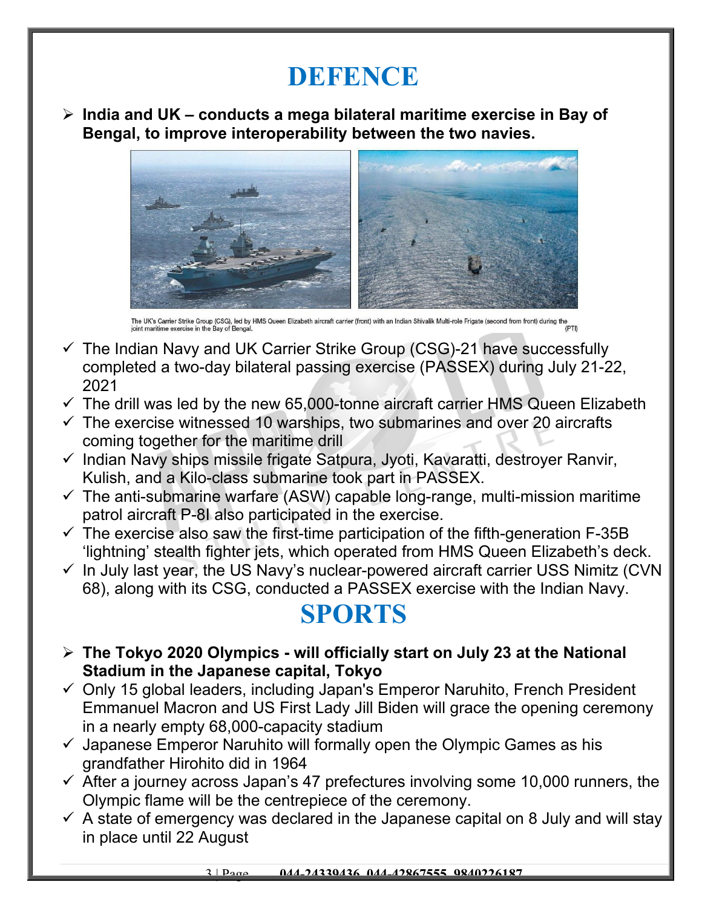# DEFENCE

- **India and UK – conducts a mega bilateral maritime exercise in Bay of Bengal, to improve interoperability between the two navies.**

The UK's Carrier Strike Group (CSG), led by HMS Queen Elizabeth aircraft carrier (front) with an Indian Shivalik Multi-role Frigate (second from front) during the joint maritime exercise in the Bay of Bengal. (PTI)

- ✓ The Indian Navy and UK Carrier Strike Group (CSG)-21 have successfully completed a two-day bilateral passing exercise (PASSEX) during July 21-22, 2021
- ✓ The drill was led by the new 65,000-tonne aircraft carrier HMS Queen Elizabeth
- ✓ The exercise witnessed 10 warships, two submarines and over 20 aircrafts coming together for the maritime drill
- ✓ Indian Navy ships missile frigate Satpura, Jyoti, Kavaratti, destroyer Ranvir, Kulish, and a Kilo-class submarine took part in PASSEX.
- ✓ The anti-submarine warfare (ASW) capable long-range, multi-mission maritime patrol aircraft P-8I also participated in the exercise.
- ✓ The exercise also saw the first-time participation of the fifth-generation F-35B 'lightning' stealth fighter jets, which operated from HMS Queen Elizabeth's deck.
- ✓ In July last year, the US Navy's nuclear-powered aircraft carrier USS Nimitz (CVN 68), along with its CSG, conducted a PASSEX exercise with the Indian Navy.

# SPORTS

- **The Tokyo 2020 Olympics - will officially start on July 23 at the National Stadium in the Japanese capital, Tokyo**
- ✓ Only 15 global leaders, including Japan's Emperor Naruhito, French President Emmanuel Macron and US First Lady Jill Biden will grace the opening ceremony in a nearly empty 68,000-capacity stadium
- ✓ Japanese Emperor Naruhito will formally open the Olympic Games as his grandfather Hirohito did in 1964
- ✓ After a journey across Japan's 47 prefectures involving some 10,000 runners, the Olympic flame will be the centrepiece of the ceremony.
- ✓ A state of emergency was declared in the Japanese capital on 8 July and will stay in place until 22 August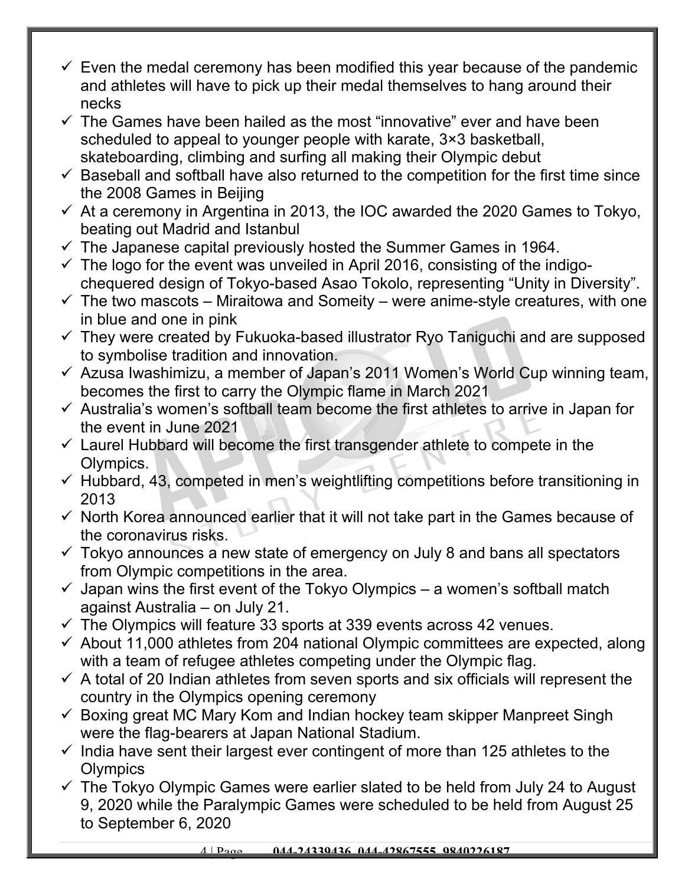- Even the medal ceremony has been modified this year because of the pandemic and athletes will have to pick up their medal themselves to hang around their necks
- The Games have been hailed as the most "innovative" ever and have been scheduled to appeal to younger people with karate, 3×3 basketball, skateboarding, climbing and surfing all making their Olympic debut
- Baseball and softball have also returned to the competition for the first time since the 2008 Games in Beijing
- At a ceremony in Argentina in 2013, the IOC awarded the 2020 Games to Tokyo, beating out Madrid and Istanbul
- The Japanese capital previously hosted the Summer Games in 1964.
- The logo for the event was unveiled in April 2016, consisting of the indigo-chequered design of Tokyo-based Asao Tokolo, representing "Unity in Diversity".
- The two mascots – Miraitowa and Someity – were anime-style creatures, with one in blue and one in pink
- They were created by Fukuoka-based illustrator Ryo Taniguchi and are supposed to symbolise tradition and innovation.
- Azusa Iwashimizu, a member of Japan's 2011 Women's World Cup winning team, becomes the first to carry the Olympic flame in March 2021
- Australia's women's softball team become the first athletes to arrive in Japan for the event in June 2021
- Laurel Hubbard will become the first transgender athlete to compete in the Olympics.
- Hubbard, 43, competed in men's weightlifting competitions before transitioning in 2013
- North Korea announced earlier that it will not take part in the Games because of the coronavirus risks.
- Tokyo announces a new state of emergency on July 8 and bans all spectators from Olympic competitions in the area.
- Japan wins the first event of the Tokyo Olympics – a women's softball match against Australia – on July 21.
- The Olympics will feature 33 sports at 339 events across 42 venues.
- About 11,000 athletes from 204 national Olympic committees are expected, along with a team of refugee athletes competing under the Olympic flag.
- A total of 20 Indian athletes from seven sports and six officials will represent the country in the Olympics opening ceremony
- Boxing great MC Mary Kom and Indian hockey team skipper Manpreet Singh were the flag-bearers at Japan National Stadium.
- India have sent their largest ever contingent of more than 125 athletes to the Olympics
- The Tokyo Olympic Games were earlier slated to be held from July 24 to August 9, 2020 while the Paralympic Games were scheduled to be held from August 25 to September 6, 2020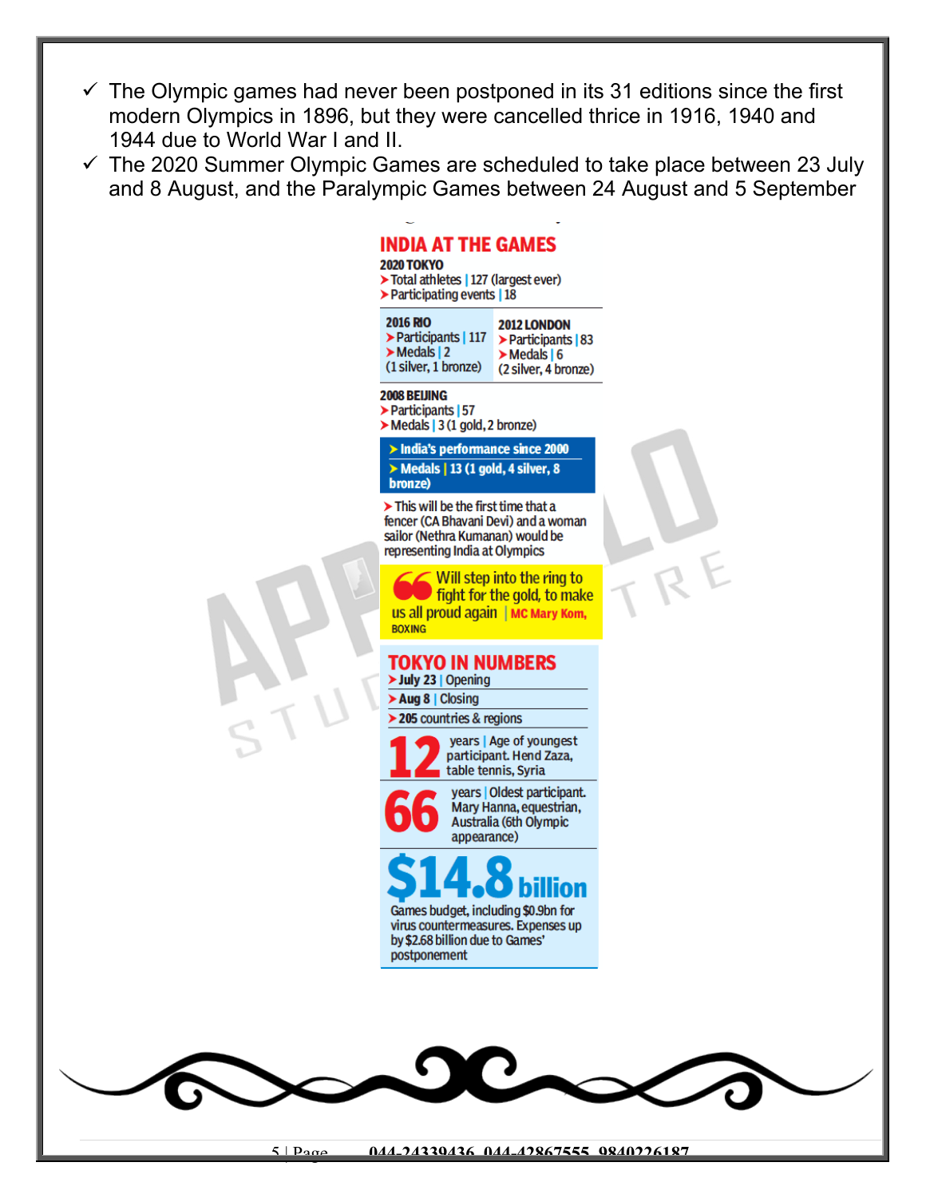- ✓ The Olympic games had never been postponed in its 31 editions since the first modern Olympics in 1896, but they were cancelled thrice in 1916, 1940 and 1944 due to World War I and II.
- ✓ The 2020 Summer Olympic Games are scheduled to take place between 23 July and 8 August, and the Paralympic Games between 24 August and 5 September

## INDIA AT THE GAMES

**2020 TOKYO**

- Total athletes | 127 (largest ever)
- Participating events | 18

**2016 RIO**

- Participants | 117
- Medals | 2 (1 silver, 1 bronze)

**2012 LONDON**

- Participants | 83
- Medals | 6 (2 silver, 4 bronze)

**2008 BEIJING**

- Participants | 57
- Medals | 3 (1 gold, 2 bronze)

**India's performance since 2000**

- **Medals | 13 (1 gold, 4 silver, 8 bronze)**

- This will be the first time that a fencer (CA Bhavani Devi) and a woman sailor (Nethra Kumanan) would be representing India at Olympics

"Will step into the ring to fight for the gold, to make us all proud again | **MC Mary Kom,** BOXING

## TOKYO IN NUMBERS

- **July 23** | Opening
- **Aug 8** | Closing
- **205** countries & regions

**12** years | Age of youngest participant. Hend Zaza, table tennis, Syria

**66** years | Oldest participant. Mary Hanna, equestrian, Australia (6th Olympic appearance)

**$14.8 billion**

Games budget, including $0.9bn for virus countermeasures. Expenses up by $2.68 billion due to Games' postponement